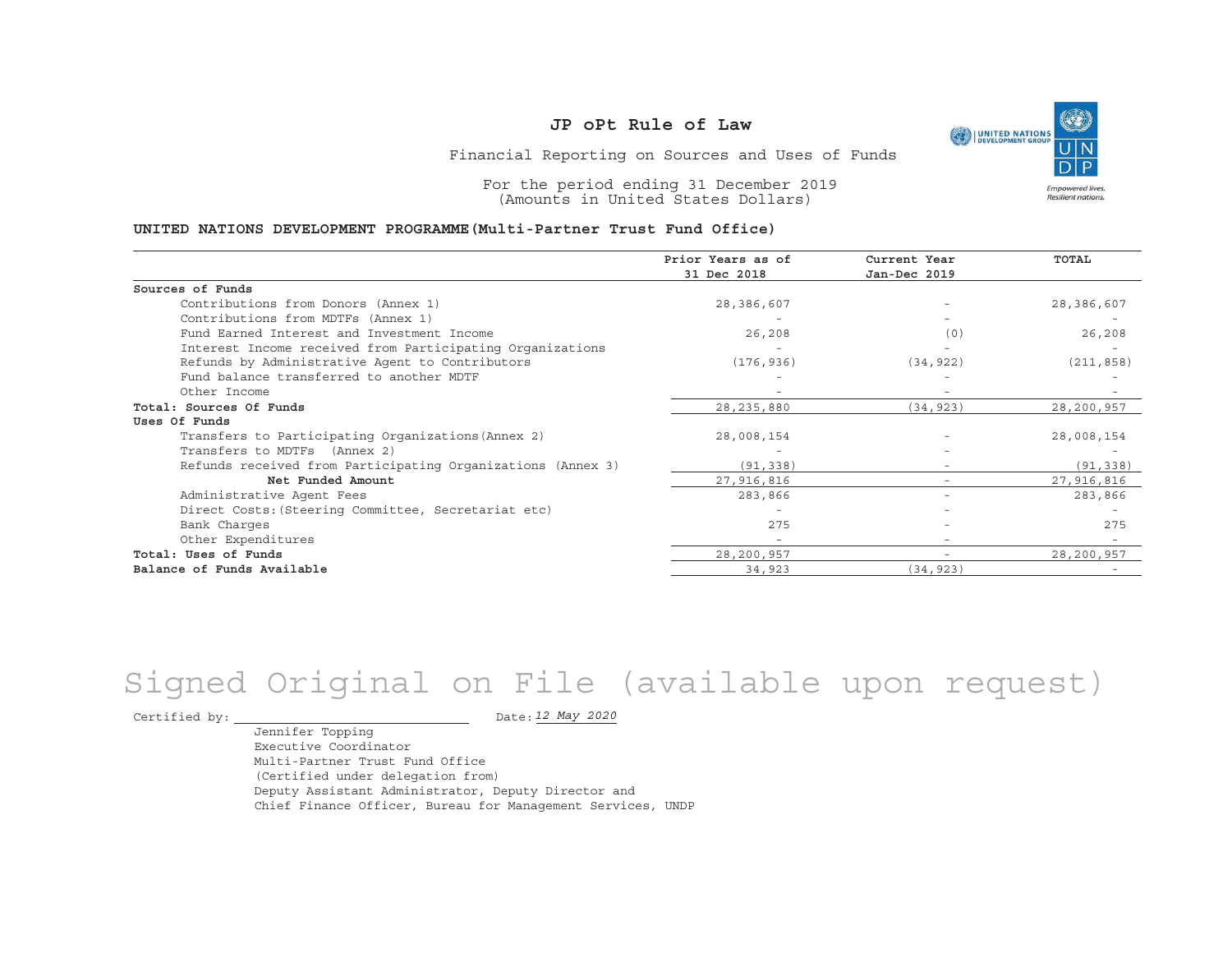# JP oPt Rule of Law

Financial Reporting on Sources and Uses of Funds

For the period ending 31 December 2019
(Amounts in United States Dollars)

**UNITED NATIONS DEVELOPMENT PROGRAMME(Multi-Partner Trust Fund Office)**

| | Prior Years as of 31 Dec 2018 | Current Year Jan-Dec 2019 | TOTAL |
|---|---|---|---|
| **Sources of Funds** | | | |
| Contributions from Donors (Annex 1) | 28,386,607 | - | 28,386,607 |
| Contributions from MDTFs (Annex 1) | - | - | - |
| Fund Earned Interest and Investment Income | 26,208 | (0) | 26,208 |
| Interest Income received from Participating Organizations | - | - | - |
| Refunds by Administrative Agent to Contributors | (176,936) | (34,922) | (211,858) |
| Fund balance transferred to another MDTF | - | - | - |
| Other Income | - | - | - |
| **Total: Sources Of Funds** | 28,235,880 | (34,923) | 28,200,957 |
| **Uses Of Funds** | | | |
| Transfers to Participating Organizations(Annex 2) | 28,008,154 | - | 28,008,154 |
| Transfers to MDTFs (Annex 2) | - | - | - |
| Refunds received from Participating Organizations (Annex 3) | (91,338) | - | (91,338) |
| **Net Funded Amount** | 27,916,816 | - | 27,916,816 |
| Administrative Agent Fees | 283,866 | - | 283,866 |
| Direct Costs:(Steering Committee, Secretariat etc) | - | - | - |
| Bank Charges | 275 | - | 275 |
| Other Expenditures | - | - | - |
| **Total: Uses of Funds** | 28,200,957 | - | 28,200,957 |
| **Balance of Funds Available** | 34,923 | (34,923) | - |

Signed Original on File (available upon request)

Certified by: ______________________ Date: *12 May 2020*

Jennifer Topping
Executive Coordinator
Multi-Partner Trust Fund Office
(Certified under delegation from)
Deputy Assistant Administrator, Deputy Director and
Chief Finance Officer, Bureau for Management Services, UNDP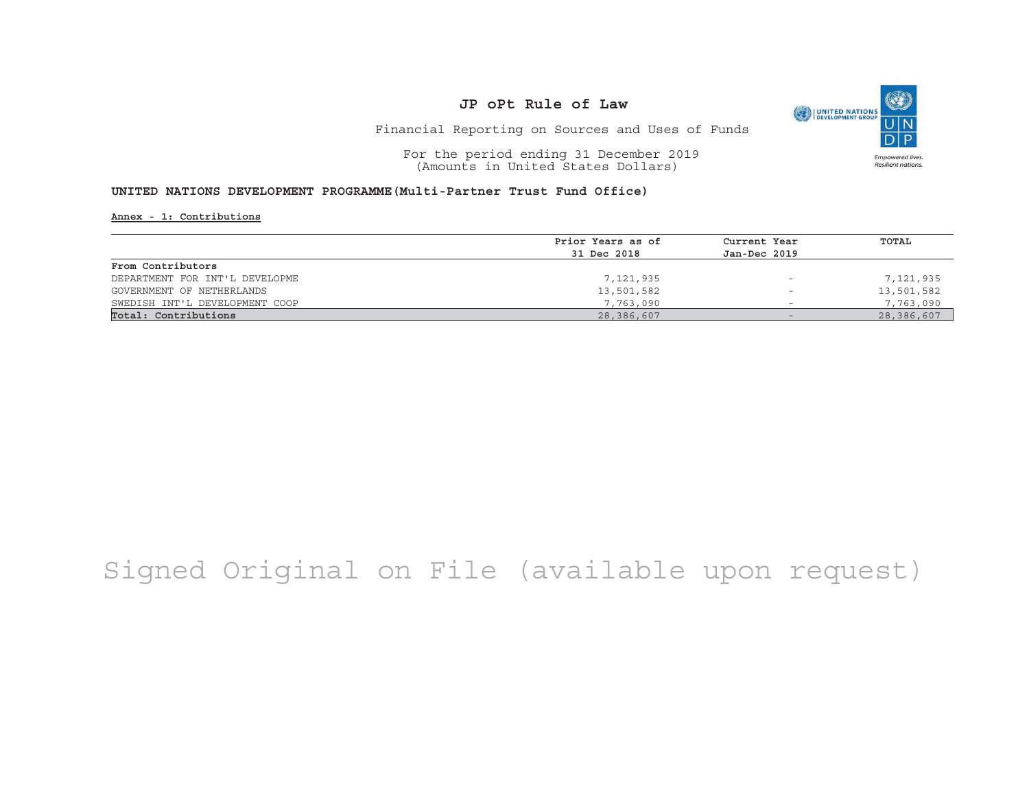# JP oPt Rule of Law

Financial Reporting on Sources and Uses of Funds

For the period ending 31 December 2019
(Amounts in United States Dollars)

**UNITED NATIONS DEVELOPMENT PROGRAMME(Multi-Partner Trust Fund Office)**

**Annex - 1: Contributions**

| | Prior Years as of 31 Dec 2018 | Current Year Jan-Dec 2019 | TOTAL |
|---|---|---|---|
| **From Contributors** | | | |
| DEPARTMENT FOR INT'L DEVELOPME | 7,121,935 | - | 7,121,935 |
| GOVERNMENT OF NETHERLANDS | 13,501,582 | - | 13,501,582 |
| SWEDISH INT'L DEVELOPMENT COOP | 7,763,090 | - | 7,763,090 |
| **Total: Contributions** | 28,386,607 | - | 28,386,607 |

Signed Original on File (available upon request)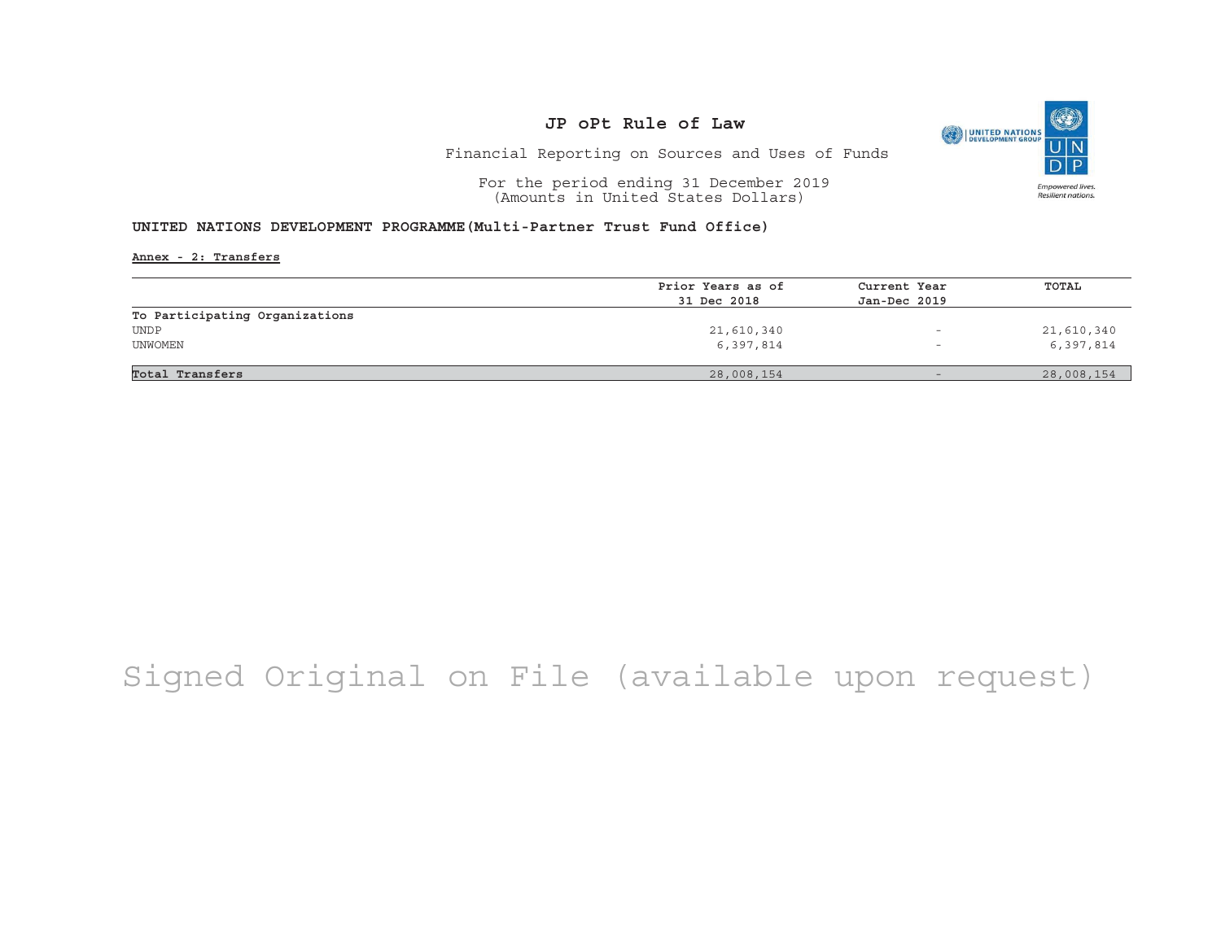# JP oPt Rule of Law

Financial Reporting on Sources and Uses of Funds

For the period ending 31 December 2019
(Amounts in United States Dollars)

**UNITED NATIONS DEVELOPMENT PROGRAMME(Multi-Partner Trust Fund Office)**

**Annex - 2: Transfers**

| | Prior Years as of 31 Dec 2018 | Current Year Jan-Dec 2019 | TOTAL |
|---|---|---|---|
| **To Participating Organizations** | | | |
| UNDP | 21,610,340 | - | 21,610,340 |
| UNWOMEN | 6,397,814 | - | 6,397,814 |
| **Total Transfers** | 28,008,154 | - | 28,008,154 |

Signed Original on File (available upon request)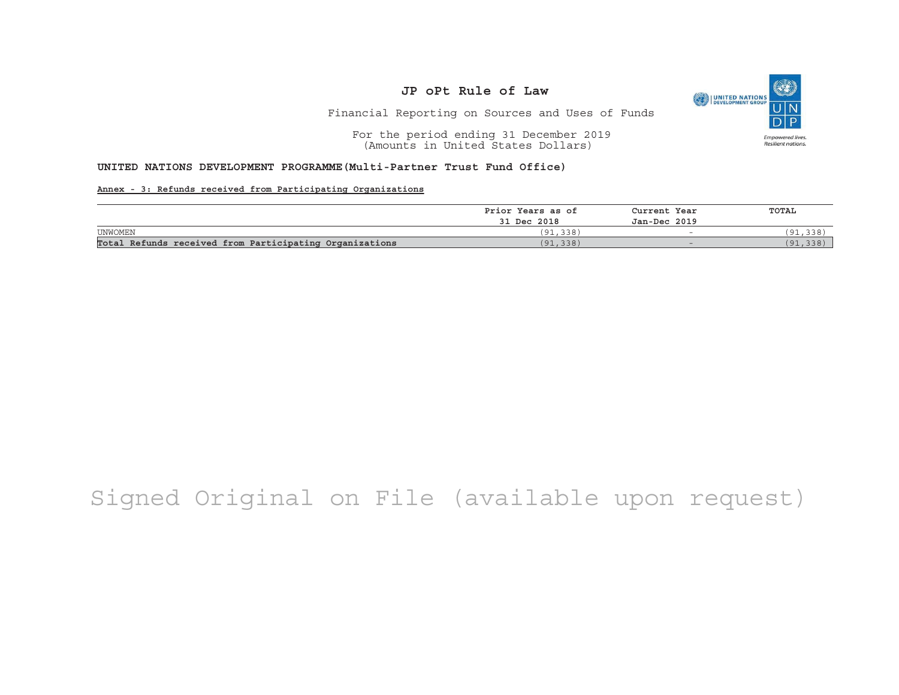# JP oPt Rule of Law

Financial Reporting on Sources and Uses of Funds

For the period ending 31 December 2019
(Amounts in United States Dollars)

**UNITED NATIONS DEVELOPMENT PROGRAMME(Multi-Partner Trust Fund Office)**

**Annex - 3: Refunds received from Participating Organizations**

| | Prior Years as of 31 Dec 2018 | Current Year Jan-Dec 2019 | TOTAL |
|---|---|---|---|
| UNWOMEN | (91,338) | - | (91,338) |
| **Total Refunds received from Participating Organizations** | (91,338) | - | (91,338) |

Signed Original on File (available upon request)